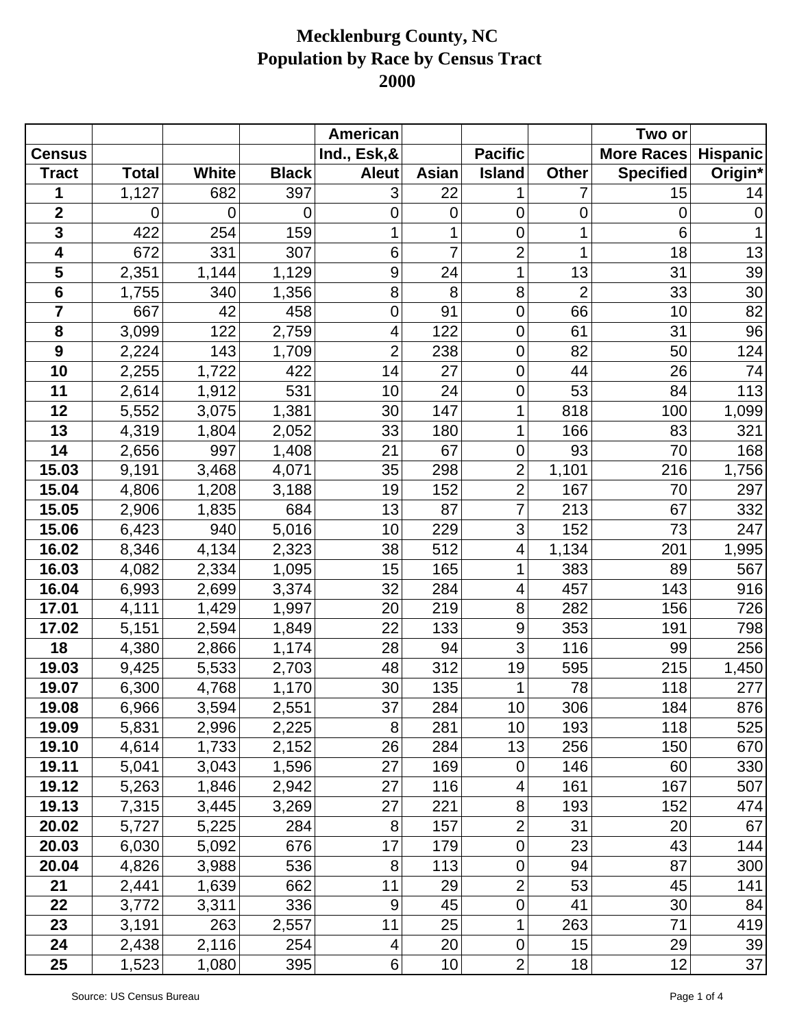# Mecklenburg County, NC
# Population by Race by Census Tract
# 2000

| Census Tract | Total | White | Black | American Ind., Esk,& Aleut | Asian | Pacific Island | Other | Two or More Races Specified | Hispanic Origin* |
|---|---|---|---|---|---|---|---|---|---|
| 1 | 1,127 | 682 | 397 | 3 | 22 | 1 | 7 | 15 | 14 |
| 2 | 0 | 0 | 0 | 0 | 0 | 0 | 0 | 0 | 0 |
| 3 | 422 | 254 | 159 | 1 | 1 | 0 | 1 | 6 | 1 |
| 4 | 672 | 331 | 307 | 6 | 7 | 2 | 1 | 18 | 13 |
| 5 | 2,351 | 1,144 | 1,129 | 9 | 24 | 1 | 13 | 31 | 39 |
| 6 | 1,755 | 340 | 1,356 | 8 | 8 | 8 | 2 | 33 | 30 |
| 7 | 667 | 42 | 458 | 0 | 91 | 0 | 66 | 10 | 82 |
| 8 | 3,099 | 122 | 2,759 | 4 | 122 | 0 | 61 | 31 | 96 |
| 9 | 2,224 | 143 | 1,709 | 2 | 238 | 0 | 82 | 50 | 124 |
| 10 | 2,255 | 1,722 | 422 | 14 | 27 | 0 | 44 | 26 | 74 |
| 11 | 2,614 | 1,912 | 531 | 10 | 24 | 0 | 53 | 84 | 113 |
| 12 | 5,552 | 3,075 | 1,381 | 30 | 147 | 1 | 818 | 100 | 1,099 |
| 13 | 4,319 | 1,804 | 2,052 | 33 | 180 | 1 | 166 | 83 | 321 |
| 14 | 2,656 | 997 | 1,408 | 21 | 67 | 0 | 93 | 70 | 168 |
| 15.03 | 9,191 | 3,468 | 4,071 | 35 | 298 | 2 | 1,101 | 216 | 1,756 |
| 15.04 | 4,806 | 1,208 | 3,188 | 19 | 152 | 2 | 167 | 70 | 297 |
| 15.05 | 2,906 | 1,835 | 684 | 13 | 87 | 7 | 213 | 67 | 332 |
| 15.06 | 6,423 | 940 | 5,016 | 10 | 229 | 3 | 152 | 73 | 247 |
| 16.02 | 8,346 | 4,134 | 2,323 | 38 | 512 | 4 | 1,134 | 201 | 1,995 |
| 16.03 | 4,082 | 2,334 | 1,095 | 15 | 165 | 1 | 383 | 89 | 567 |
| 16.04 | 6,993 | 2,699 | 3,374 | 32 | 284 | 4 | 457 | 143 | 916 |
| 17.01 | 4,111 | 1,429 | 1,997 | 20 | 219 | 8 | 282 | 156 | 726 |
| 17.02 | 5,151 | 2,594 | 1,849 | 22 | 133 | 9 | 353 | 191 | 798 |
| 18 | 4,380 | 2,866 | 1,174 | 28 | 94 | 3 | 116 | 99 | 256 |
| 19.03 | 9,425 | 5,533 | 2,703 | 48 | 312 | 19 | 595 | 215 | 1,450 |
| 19.07 | 6,300 | 4,768 | 1,170 | 30 | 135 | 1 | 78 | 118 | 277 |
| 19.08 | 6,966 | 3,594 | 2,551 | 37 | 284 | 10 | 306 | 184 | 876 |
| 19.09 | 5,831 | 2,996 | 2,225 | 8 | 281 | 10 | 193 | 118 | 525 |
| 19.10 | 4,614 | 1,733 | 2,152 | 26 | 284 | 13 | 256 | 150 | 670 |
| 19.11 | 5,041 | 3,043 | 1,596 | 27 | 169 | 0 | 146 | 60 | 330 |
| 19.12 | 5,263 | 1,846 | 2,942 | 27 | 116 | 4 | 161 | 167 | 507 |
| 19.13 | 7,315 | 3,445 | 3,269 | 27 | 221 | 8 | 193 | 152 | 474 |
| 20.02 | 5,727 | 5,225 | 284 | 8 | 157 | 2 | 31 | 20 | 67 |
| 20.03 | 6,030 | 5,092 | 676 | 17 | 179 | 0 | 23 | 43 | 144 |
| 20.04 | 4,826 | 3,988 | 536 | 8 | 113 | 0 | 94 | 87 | 300 |
| 21 | 2,441 | 1,639 | 662 | 11 | 29 | 2 | 53 | 45 | 141 |
| 22 | 3,772 | 3,311 | 336 | 9 | 45 | 0 | 41 | 30 | 84 |
| 23 | 3,191 | 263 | 2,557 | 11 | 25 | 1 | 263 | 71 | 419 |
| 24 | 2,438 | 2,116 | 254 | 4 | 20 | 0 | 15 | 29 | 39 |
| 25 | 1,523 | 1,080 | 395 | 6 | 10 | 2 | 18 | 12 | 37 |

Source: US Census Bureau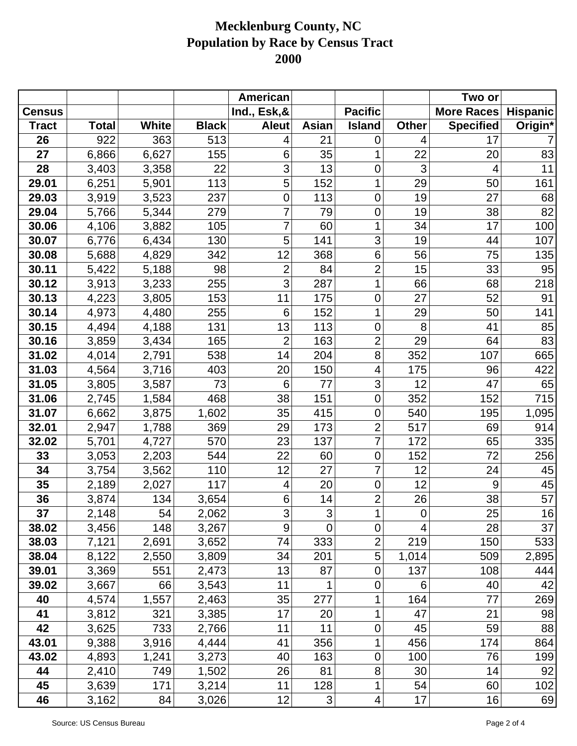# Mecklenburg County, NC
# Population by Race by Census Tract
# 2000

| Census Tract | Total | White | Black | American Ind., Esk,& Aleut | Asian | Pacific Island | Other | Two or More Races Specified | Hispanic Origin* |
|---|---|---|---|---|---|---|---|---|---|
| 26 | 922 | 363 | 513 | 4 | 21 | 0 | 4 | 17 | 7 |
| 27 | 6,866 | 6,627 | 155 | 6 | 35 | 1 | 22 | 20 | 83 |
| 28 | 3,403 | 3,358 | 22 | 3 | 13 | 0 | 3 | 4 | 11 |
| 29.01 | 6,251 | 5,901 | 113 | 5 | 152 | 1 | 29 | 50 | 161 |
| 29.03 | 3,919 | 3,523 | 237 | 0 | 113 | 0 | 19 | 27 | 68 |
| 29.04 | 5,766 | 5,344 | 279 | 7 | 79 | 0 | 19 | 38 | 82 |
| 30.06 | 4,106 | 3,882 | 105 | 7 | 60 | 1 | 34 | 17 | 100 |
| 30.07 | 6,776 | 6,434 | 130 | 5 | 141 | 3 | 19 | 44 | 107 |
| 30.08 | 5,688 | 4,829 | 342 | 12 | 368 | 6 | 56 | 75 | 135 |
| 30.11 | 5,422 | 5,188 | 98 | 2 | 84 | 2 | 15 | 33 | 95 |
| 30.12 | 3,913 | 3,233 | 255 | 3 | 287 | 1 | 66 | 68 | 218 |
| 30.13 | 4,223 | 3,805 | 153 | 11 | 175 | 0 | 27 | 52 | 91 |
| 30.14 | 4,973 | 4,480 | 255 | 6 | 152 | 1 | 29 | 50 | 141 |
| 30.15 | 4,494 | 4,188 | 131 | 13 | 113 | 0 | 8 | 41 | 85 |
| 30.16 | 3,859 | 3,434 | 165 | 2 | 163 | 2 | 29 | 64 | 83 |
| 31.02 | 4,014 | 2,791 | 538 | 14 | 204 | 8 | 352 | 107 | 665 |
| 31.03 | 4,564 | 3,716 | 403 | 20 | 150 | 4 | 175 | 96 | 422 |
| 31.05 | 3,805 | 3,587 | 73 | 6 | 77 | 3 | 12 | 47 | 65 |
| 31.06 | 2,745 | 1,584 | 468 | 38 | 151 | 0 | 352 | 152 | 715 |
| 31.07 | 6,662 | 3,875 | 1,602 | 35 | 415 | 0 | 540 | 195 | 1,095 |
| 32.01 | 2,947 | 1,788 | 369 | 29 | 173 | 2 | 517 | 69 | 914 |
| 32.02 | 5,701 | 4,727 | 570 | 23 | 137 | 7 | 172 | 65 | 335 |
| 33 | 3,053 | 2,203 | 544 | 22 | 60 | 0 | 152 | 72 | 256 |
| 34 | 3,754 | 3,562 | 110 | 12 | 27 | 7 | 12 | 24 | 45 |
| 35 | 2,189 | 2,027 | 117 | 4 | 20 | 0 | 12 | 9 | 45 |
| 36 | 3,874 | 134 | 3,654 | 6 | 14 | 2 | 26 | 38 | 57 |
| 37 | 2,148 | 54 | 2,062 | 3 | 3 | 1 | 0 | 25 | 16 |
| 38.02 | 3,456 | 148 | 3,267 | 9 | 0 | 0 | 4 | 28 | 37 |
| 38.03 | 7,121 | 2,691 | 3,652 | 74 | 333 | 2 | 219 | 150 | 533 |
| 38.04 | 8,122 | 2,550 | 3,809 | 34 | 201 | 5 | 1,014 | 509 | 2,895 |
| 39.01 | 3,369 | 551 | 2,473 | 13 | 87 | 0 | 137 | 108 | 444 |
| 39.02 | 3,667 | 66 | 3,543 | 11 | 1 | 0 | 6 | 40 | 42 |
| 40 | 4,574 | 1,557 | 2,463 | 35 | 277 | 1 | 164 | 77 | 269 |
| 41 | 3,812 | 321 | 3,385 | 17 | 20 | 1 | 47 | 21 | 98 |
| 42 | 3,625 | 733 | 2,766 | 11 | 11 | 0 | 45 | 59 | 88 |
| 43.01 | 9,388 | 3,916 | 4,444 | 41 | 356 | 1 | 456 | 174 | 864 |
| 43.02 | 4,893 | 1,241 | 3,273 | 40 | 163 | 0 | 100 | 76 | 199 |
| 44 | 2,410 | 749 | 1,502 | 26 | 81 | 8 | 30 | 14 | 92 |
| 45 | 3,639 | 171 | 3,214 | 11 | 128 | 1 | 54 | 60 | 102 |
| 46 | 3,162 | 84 | 3,026 | 12 | 3 | 4 | 17 | 16 | 69 |

Source: US Census Bureau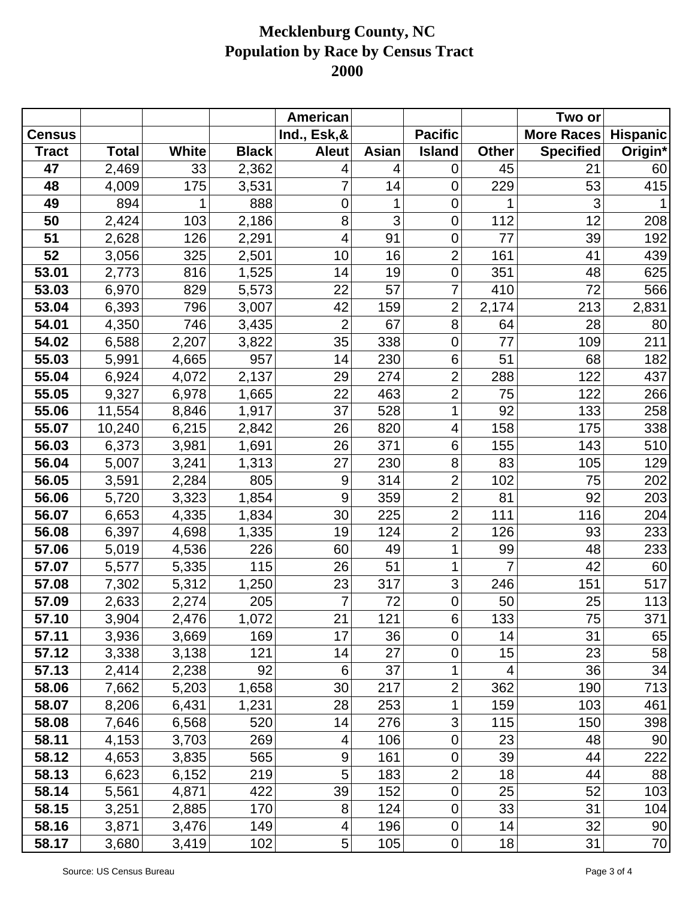# Mecklenburg County, NC
## Population by Race by Census Tract
## 2000

| Census Tract | Total | White | Black | American Ind., Esk,& Aleut | Asian | Pacific Island | Other | Two or More Races Specified | Hispanic Origin* |
|---|---|---|---|---|---|---|---|---|---|
| 47 | 2,469 | 33 | 2,362 | 4 | 4 | 0 | 45 | 21 | 60 |
| 48 | 4,009 | 175 | 3,531 | 7 | 14 | 0 | 229 | 53 | 415 |
| 49 | 894 | 1 | 888 | 0 | 1 | 0 | 1 | 3 | 1 |
| 50 | 2,424 | 103 | 2,186 | 8 | 3 | 0 | 112 | 12 | 208 |
| 51 | 2,628 | 126 | 2,291 | 4 | 91 | 0 | 77 | 39 | 192 |
| 52 | 3,056 | 325 | 2,501 | 10 | 16 | 2 | 161 | 41 | 439 |
| 53.01 | 2,773 | 816 | 1,525 | 14 | 19 | 0 | 351 | 48 | 625 |
| 53.03 | 6,970 | 829 | 5,573 | 22 | 57 | 7 | 410 | 72 | 566 |
| 53.04 | 6,393 | 796 | 3,007 | 42 | 159 | 2 | 2,174 | 213 | 2,831 |
| 54.01 | 4,350 | 746 | 3,435 | 2 | 67 | 8 | 64 | 28 | 80 |
| 54.02 | 6,588 | 2,207 | 3,822 | 35 | 338 | 0 | 77 | 109 | 211 |
| 55.03 | 5,991 | 4,665 | 957 | 14 | 230 | 6 | 51 | 68 | 182 |
| 55.04 | 6,924 | 4,072 | 2,137 | 29 | 274 | 2 | 288 | 122 | 437 |
| 55.05 | 9,327 | 6,978 | 1,665 | 22 | 463 | 2 | 75 | 122 | 266 |
| 55.06 | 11,554 | 8,846 | 1,917 | 37 | 528 | 1 | 92 | 133 | 258 |
| 55.07 | 10,240 | 6,215 | 2,842 | 26 | 820 | 4 | 158 | 175 | 338 |
| 56.03 | 6,373 | 3,981 | 1,691 | 26 | 371 | 6 | 155 | 143 | 510 |
| 56.04 | 5,007 | 3,241 | 1,313 | 27 | 230 | 8 | 83 | 105 | 129 |
| 56.05 | 3,591 | 2,284 | 805 | 9 | 314 | 2 | 102 | 75 | 202 |
| 56.06 | 5,720 | 3,323 | 1,854 | 9 | 359 | 2 | 81 | 92 | 203 |
| 56.07 | 6,653 | 4,335 | 1,834 | 30 | 225 | 2 | 111 | 116 | 204 |
| 56.08 | 6,397 | 4,698 | 1,335 | 19 | 124 | 2 | 126 | 93 | 233 |
| 57.06 | 5,019 | 4,536 | 226 | 60 | 49 | 1 | 99 | 48 | 233 |
| 57.07 | 5,577 | 5,335 | 115 | 26 | 51 | 1 | 7 | 42 | 60 |
| 57.08 | 7,302 | 5,312 | 1,250 | 23 | 317 | 3 | 246 | 151 | 517 |
| 57.09 | 2,633 | 2,274 | 205 | 7 | 72 | 0 | 50 | 25 | 113 |
| 57.10 | 3,904 | 2,476 | 1,072 | 21 | 121 | 6 | 133 | 75 | 371 |
| 57.11 | 3,936 | 3,669 | 169 | 17 | 36 | 0 | 14 | 31 | 65 |
| 57.12 | 3,338 | 3,138 | 121 | 14 | 27 | 0 | 15 | 23 | 58 |
| 57.13 | 2,414 | 2,238 | 92 | 6 | 37 | 1 | 4 | 36 | 34 |
| 58.06 | 7,662 | 5,203 | 1,658 | 30 | 217 | 2 | 362 | 190 | 713 |
| 58.07 | 8,206 | 6,431 | 1,231 | 28 | 253 | 1 | 159 | 103 | 461 |
| 58.08 | 7,646 | 6,568 | 520 | 14 | 276 | 3 | 115 | 150 | 398 |
| 58.11 | 4,153 | 3,703 | 269 | 4 | 106 | 0 | 23 | 48 | 90 |
| 58.12 | 4,653 | 3,835 | 565 | 9 | 161 | 0 | 39 | 44 | 222 |
| 58.13 | 6,623 | 6,152 | 219 | 5 | 183 | 2 | 18 | 44 | 88 |
| 58.14 | 5,561 | 4,871 | 422 | 39 | 152 | 0 | 25 | 52 | 103 |
| 58.15 | 3,251 | 2,885 | 170 | 8 | 124 | 0 | 33 | 31 | 104 |
| 58.16 | 3,871 | 3,476 | 149 | 4 | 196 | 0 | 14 | 32 | 90 |
| 58.17 | 3,680 | 3,419 | 102 | 5 | 105 | 0 | 18 | 31 | 70 |

Source: US Census Bureau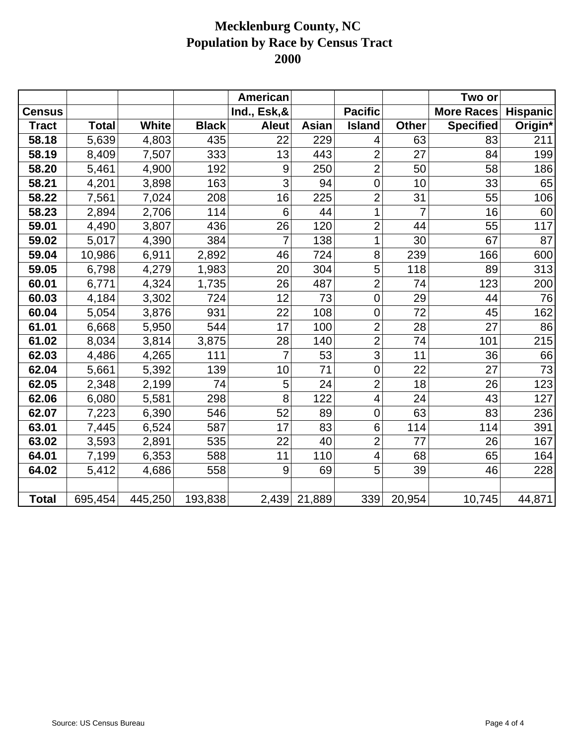# Mecklenburg County, NC
# Population by Race by Census Tract
# 2000

| Census Tract | Total | White | Black | American Ind., Esk,& Aleut | Asian | Pacific Island | Other | Two or More Races Specified | Hispanic Origin* |
|---|---|---|---|---|---|---|---|---|---|
| **58.18** | 5,639 | 4,803 | 435 | 22 | 229 | 4 | 63 | 83 | 211 |
| **58.19** | 8,409 | 7,507 | 333 | 13 | 443 | 2 | 27 | 84 | 199 |
| **58.20** | 5,461 | 4,900 | 192 | 9 | 250 | 2 | 50 | 58 | 186 |
| **58.21** | 4,201 | 3,898 | 163 | 3 | 94 | 0 | 10 | 33 | 65 |
| **58.22** | 7,561 | 7,024 | 208 | 16 | 225 | 2 | 31 | 55 | 106 |
| **58.23** | 2,894 | 2,706 | 114 | 6 | 44 | 1 | 7 | 16 | 60 |
| **59.01** | 4,490 | 3,807 | 436 | 26 | 120 | 2 | 44 | 55 | 117 |
| **59.02** | 5,017 | 4,390 | 384 | 7 | 138 | 1 | 30 | 67 | 87 |
| **59.04** | 10,986 | 6,911 | 2,892 | 46 | 724 | 8 | 239 | 166 | 600 |
| **59.05** | 6,798 | 4,279 | 1,983 | 20 | 304 | 5 | 118 | 89 | 313 |
| **60.01** | 6,771 | 4,324 | 1,735 | 26 | 487 | 2 | 74 | 123 | 200 |
| **60.03** | 4,184 | 3,302 | 724 | 12 | 73 | 0 | 29 | 44 | 76 |
| **60.04** | 5,054 | 3,876 | 931 | 22 | 108 | 0 | 72 | 45 | 162 |
| **61.01** | 6,668 | 5,950 | 544 | 17 | 100 | 2 | 28 | 27 | 86 |
| **61.02** | 8,034 | 3,814 | 3,875 | 28 | 140 | 2 | 74 | 101 | 215 |
| **62.03** | 4,486 | 4,265 | 111 | 7 | 53 | 3 | 11 | 36 | 66 |
| **62.04** | 5,661 | 5,392 | 139 | 10 | 71 | 0 | 22 | 27 | 73 |
| **62.05** | 2,348 | 2,199 | 74 | 5 | 24 | 2 | 18 | 26 | 123 |
| **62.06** | 6,080 | 5,581 | 298 | 8 | 122 | 4 | 24 | 43 | 127 |
| **62.07** | 7,223 | 6,390 | 546 | 52 | 89 | 0 | 63 | 83 | 236 |
| **63.01** | 7,445 | 6,524 | 587 | 17 | 83 | 6 | 114 | 114 | 391 |
| **63.02** | 3,593 | 2,891 | 535 | 22 | 40 | 2 | 77 | 26 | 167 |
| **64.01** | 7,199 | 6,353 | 588 | 11 | 110 | 4 | 68 | 65 | 164 |
| **64.02** | 5,412 | 4,686 | 558 | 9 | 69 | 5 | 39 | 46 | 228 |
| | | | | | | | | | |
| **Total** | 695,454 | 445,250 | 193,838 | 2,439 | 21,889 | 339 | 20,954 | 10,745 | 44,871 |

Source: US Census Bureau